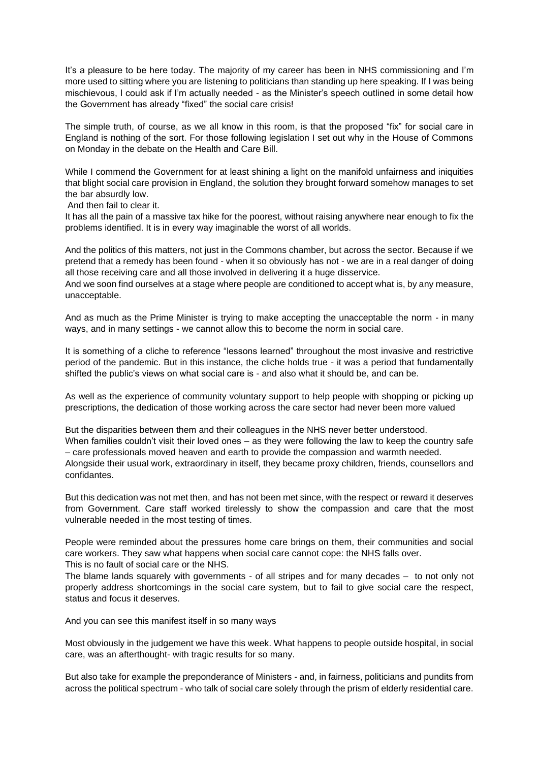It's a pleasure to be here today. The majority of my career has been in NHS commissioning and I'm more used to sitting where you are listening to politicians than standing up here speaking. If I was being mischievous, I could ask if I'm actually needed - as the Minister's speech outlined in some detail how the Government has already "fixed" the social care crisis!

The simple truth, of course, as we all know in this room, is that the proposed "fix" for social care in England is nothing of the sort. For those following legislation I set out why in the House of Commons on Monday in the debate on the Health and Care Bill.

While I commend the Government for at least shining a light on the manifold unfairness and iniquities that blight social care provision in England, the solution they brought forward somehow manages to set the bar absurdly low.

And then fail to clear it.

It has all the pain of a massive tax hike for the poorest, without raising anywhere near enough to fix the problems identified. It is in every way imaginable the worst of all worlds.

And the politics of this matters, not just in the Commons chamber, but across the sector. Because if we pretend that a remedy has been found - when it so obviously has not - we are in a real danger of doing all those receiving care and all those involved in delivering it a huge disservice.

And we soon find ourselves at a stage where people are conditioned to accept what is, by any measure, unacceptable.

And as much as the Prime Minister is trying to make accepting the unacceptable the norm - in many ways, and in many settings - we cannot allow this to become the norm in social care.

It is something of a cliche to reference "lessons learned" throughout the most invasive and restrictive period of the pandemic. But in this instance, the cliche holds true - it was a period that fundamentally shifted the public's views on what social care is - and also what it should be, and can be.

As well as the experience of community voluntary support to help people with shopping or picking up prescriptions, the dedication of those working across the care sector had never been more valued

But the disparities between them and their colleagues in the NHS never better understood.

When families couldn't visit their loved ones – as they were following the law to keep the country safe – care professionals moved heaven and earth to provide the compassion and warmth needed.

Alongside their usual work, extraordinary in itself, they became proxy children, friends, counsellors and confidantes.

But this dedication was not met then, and has not been met since, with the respect or reward it deserves from Government. Care staff worked tirelessly to show the compassion and care that the most vulnerable needed in the most testing of times.

People were reminded about the pressures home care brings on them, their communities and social care workers. They saw what happens when social care cannot cope: the NHS falls over.

This is no fault of social care or the NHS.

The blame lands squarely with governments - of all stripes and for many decades – to not only not properly address shortcomings in the social care system, but to fail to give social care the respect, status and focus it deserves.

And you can see this manifest itself in so many ways

Most obviously in the judgement we have this week. What happens to people outside hospital, in social care, was an afterthought- with tragic results for so many.

But also take for example the preponderance of Ministers - and, in fairness, politicians and pundits from across the political spectrum - who talk of social care solely through the prism of elderly residential care.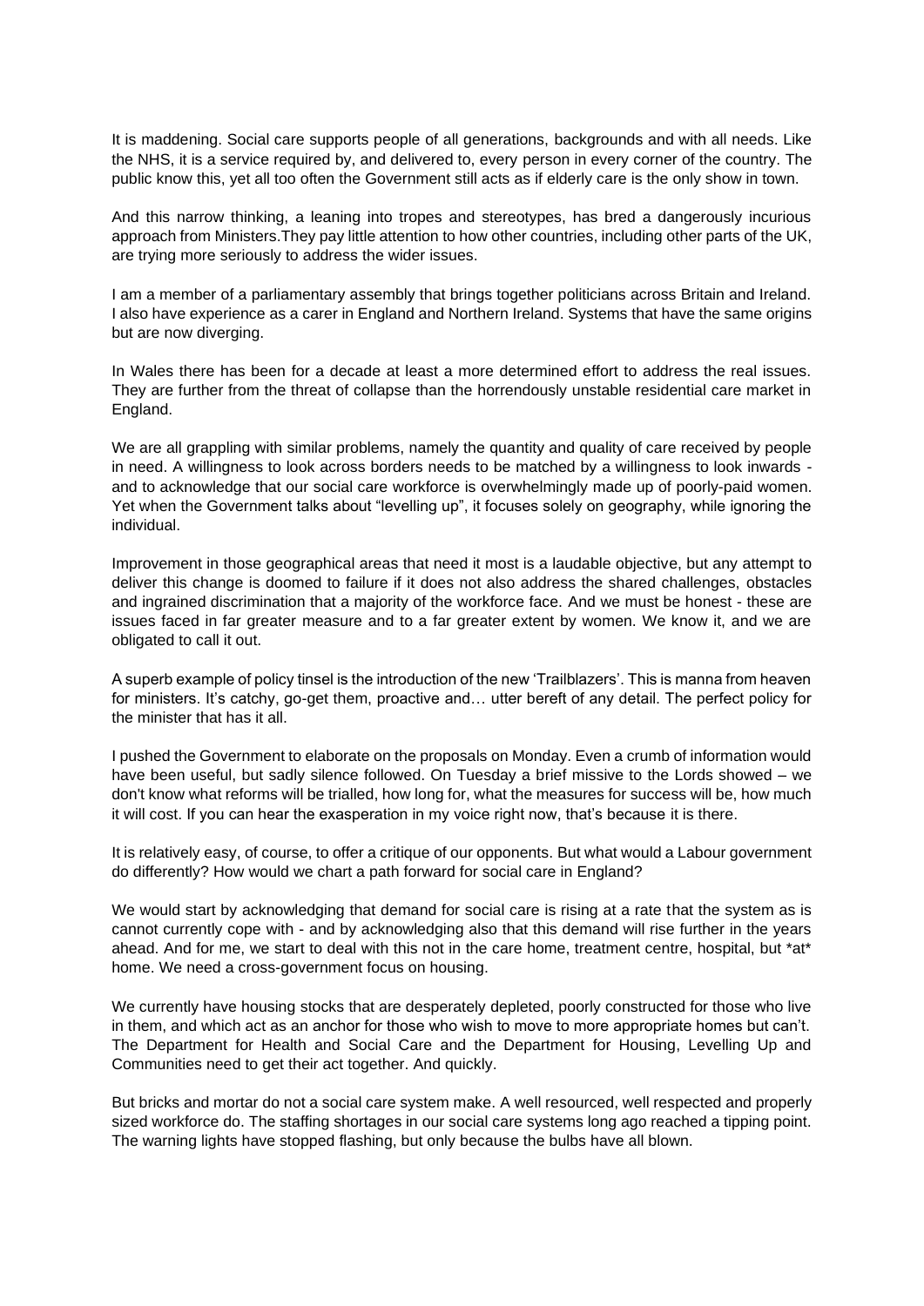It is maddening. Social care supports people of all generations, backgrounds and with all needs. Like the NHS, it is a service required by, and delivered to, every person in every corner of the country. The public know this, yet all too often the Government still acts as if elderly care is the only show in town.

And this narrow thinking, a leaning into tropes and stereotypes, has bred a dangerously incurious approach from Ministers.They pay little attention to how other countries, including other parts of the UK, are trying more seriously to address the wider issues.

I am a member of a parliamentary assembly that brings together politicians across Britain and Ireland. I also have experience as a carer in England and Northern Ireland. Systems that have the same origins but are now diverging.

In Wales there has been for a decade at least a more determined effort to address the real issues. They are further from the threat of collapse than the horrendously unstable residential care market in England.

We are all grappling with similar problems, namely the quantity and quality of care received by people in need. A willingness to look across borders needs to be matched by a willingness to look inwards - and to acknowledge that our social care workforce is overwhelmingly made up of poorly-paid women. Yet when the Government talks about "levelling up", it focuses solely on geography, while ignoring the individual.

Improvement in those geographical areas that need it most is a laudable objective, but any attempt to deliver this change is doomed to failure if it does not also address the shared challenges, obstacles and ingrained discrimination that a majority of the workforce face. And we must be honest - these are issues faced in far greater measure and to a far greater extent by women. We know it, and we are obligated to call it out.

A superb example of policy tinsel is the introduction of the new 'Trailblazers'. This is manna from heaven for ministers. It's catchy, go-get them, proactive and… utter bereft of any detail. The perfect policy for the minister that has it all.

I pushed the Government to elaborate on the proposals on Monday. Even a crumb of information would have been useful, but sadly silence followed. On Tuesday a brief missive to the Lords showed – we don't know what reforms will be trialled, how long for, what the measures for success will be, how much it will cost. If you can hear the exasperation in my voice right now, that's because it is there.

It is relatively easy, of course, to offer a critique of our opponents. But what would a Labour government do differently? How would we chart a path forward for social care in England?

We would start by acknowledging that demand for social care is rising at a rate that the system as is cannot currently cope with - and by acknowledging also that this demand will rise further in the years ahead. And for me, we start to deal with this not in the care home, treatment centre, hospital, but *at* home. We need a cross-government focus on housing.

We currently have housing stocks that are desperately depleted, poorly constructed for those who live in them, and which act as an anchor for those who wish to move to more appropriate homes but can't. The Department for Health and Social Care and the Department for Housing, Levelling Up and Communities need to get their act together. And quickly.

But bricks and mortar do not a social care system make. A well resourced, well respected and properly sized workforce do. The staffing shortages in our social care systems long ago reached a tipping point. The warning lights have stopped flashing, but only because the bulbs have all blown.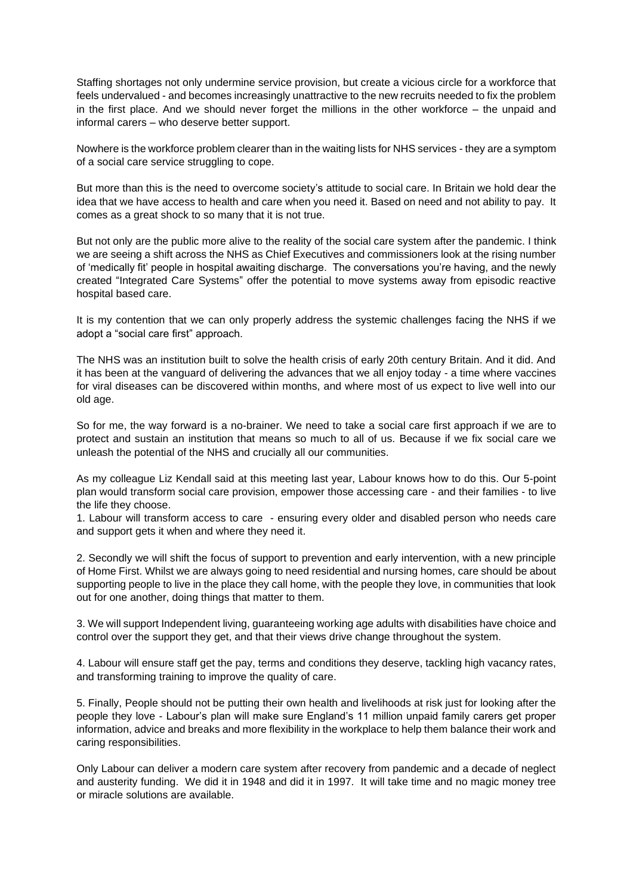Staffing shortages not only undermine service provision, but create a vicious circle for a workforce that feels undervalued - and becomes increasingly unattractive to the new recruits needed to fix the problem in the first place. And we should never forget the millions in the other workforce – the unpaid and informal carers – who deserve better support.

Nowhere is the workforce problem clearer than in the waiting lists for NHS services - they are a symptom of a social care service struggling to cope.

But more than this is the need to overcome society's attitude to social care. In Britain we hold dear the idea that we have access to health and care when you need it. Based on need and not ability to pay. It comes as a great shock to so many that it is not true.

But not only are the public more alive to the reality of the social care system after the pandemic. I think we are seeing a shift across the NHS as Chief Executives and commissioners look at the rising number of 'medically fit' people in hospital awaiting discharge. The conversations you're having, and the newly created "Integrated Care Systems" offer the potential to move systems away from episodic reactive hospital based care.

It is my contention that we can only properly address the systemic challenges facing the NHS if we adopt a "social care first" approach.

The NHS was an institution built to solve the health crisis of early 20th century Britain. And it did. And it has been at the vanguard of delivering the advances that we all enjoy today - a time where vaccines for viral diseases can be discovered within months, and where most of us expect to live well into our old age.

So for me, the way forward is a no-brainer. We need to take a social care first approach if we are to protect and sustain an institution that means so much to all of us. Because if we fix social care we unleash the potential of the NHS and crucially all our communities.

As my colleague Liz Kendall said at this meeting last year, Labour knows how to do this. Our 5-point plan would transform social care provision, empower those accessing care - and their families - to live the life they choose.

1. Labour will transform access to care - ensuring every older and disabled person who needs care and support gets it when and where they need it.

2. Secondly we will shift the focus of support to prevention and early intervention, with a new principle of Home First. Whilst we are always going to need residential and nursing homes, care should be about supporting people to live in the place they call home, with the people they love, in communities that look out for one another, doing things that matter to them.

3. We will support Independent living, guaranteeing working age adults with disabilities have choice and control over the support they get, and that their views drive change throughout the system.

4. Labour will ensure staff get the pay, terms and conditions they deserve, tackling high vacancy rates, and transforming training to improve the quality of care.

5. Finally, People should not be putting their own health and livelihoods at risk just for looking after the people they love - Labour's plan will make sure England's 11 million unpaid family carers get proper information, advice and breaks and more flexibility in the workplace to help them balance their work and caring responsibilities.

Only Labour can deliver a modern care system after recovery from pandemic and a decade of neglect and austerity funding. We did it in 1948 and did it in 1997. It will take time and no magic money tree or miracle solutions are available.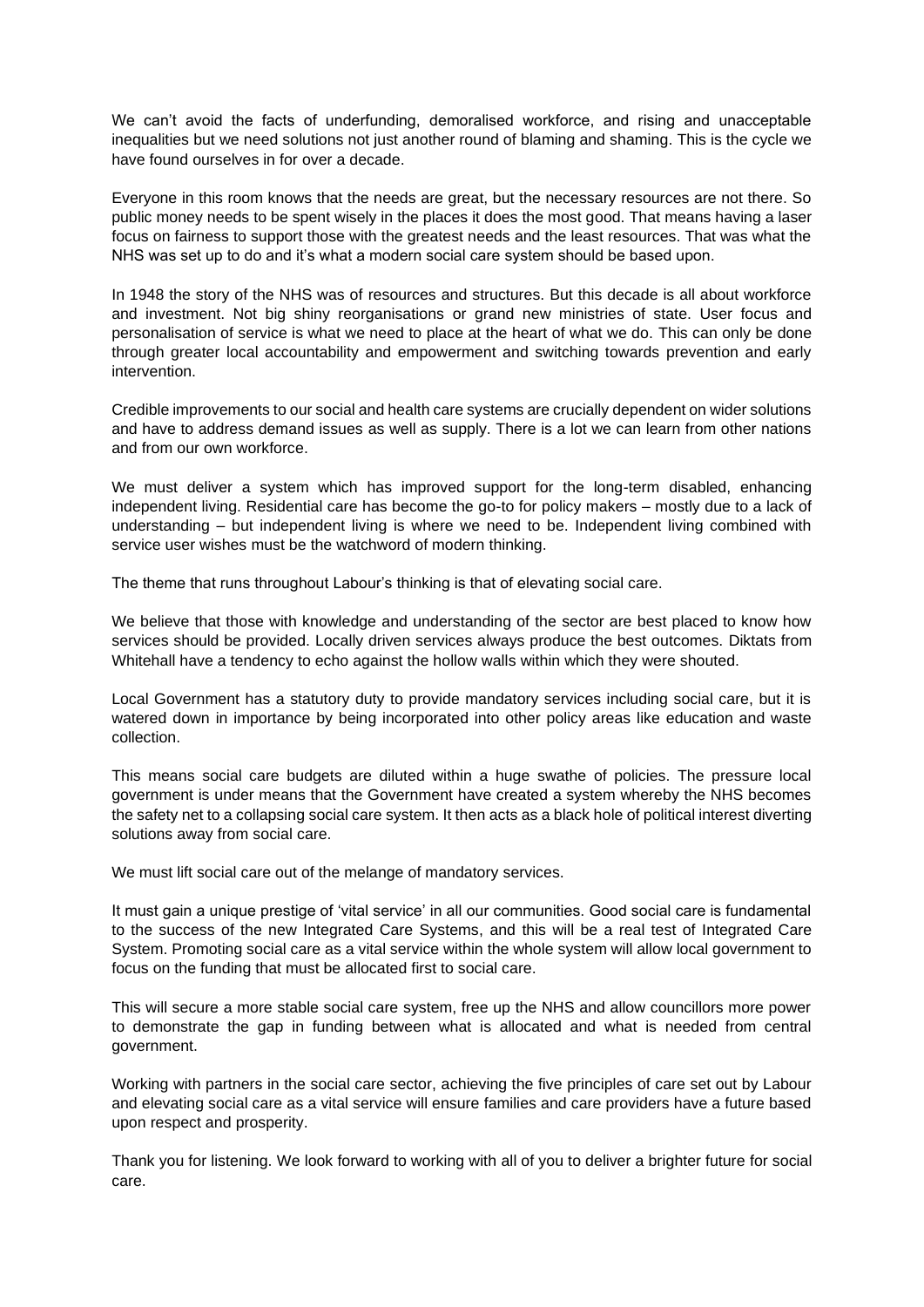We can't avoid the facts of underfunding, demoralised workforce, and rising and unacceptable inequalities but we need solutions not just another round of blaming and shaming. This is the cycle we have found ourselves in for over a decade.

Everyone in this room knows that the needs are great, but the necessary resources are not there. So public money needs to be spent wisely in the places it does the most good. That means having a laser focus on fairness to support those with the greatest needs and the least resources. That was what the NHS was set up to do and it's what a modern social care system should be based upon.

In 1948 the story of the NHS was of resources and structures. But this decade is all about workforce and investment. Not big shiny reorganisations or grand new ministries of state. User focus and personalisation of service is what we need to place at the heart of what we do. This can only be done through greater local accountability and empowerment and switching towards prevention and early intervention.

Credible improvements to our social and health care systems are crucially dependent on wider solutions and have to address demand issues as well as supply. There is a lot we can learn from other nations and from our own workforce.

We must deliver a system which has improved support for the long-term disabled, enhancing independent living. Residential care has become the go-to for policy makers – mostly due to a lack of understanding – but independent living is where we need to be. Independent living combined with service user wishes must be the watchword of modern thinking.

The theme that runs throughout Labour's thinking is that of elevating social care.

We believe that those with knowledge and understanding of the sector are best placed to know how services should be provided. Locally driven services always produce the best outcomes. Diktats from Whitehall have a tendency to echo against the hollow walls within which they were shouted.

Local Government has a statutory duty to provide mandatory services including social care, but it is watered down in importance by being incorporated into other policy areas like education and waste collection.

This means social care budgets are diluted within a huge swathe of policies. The pressure local government is under means that the Government have created a system whereby the NHS becomes the safety net to a collapsing social care system. It then acts as a black hole of political interest diverting solutions away from social care.

We must lift social care out of the melange of mandatory services.

It must gain a unique prestige of 'vital service' in all our communities. Good social care is fundamental to the success of the new Integrated Care Systems, and this will be a real test of Integrated Care System. Promoting social care as a vital service within the whole system will allow local government to focus on the funding that must be allocated first to social care.

This will secure a more stable social care system, free up the NHS and allow councillors more power to demonstrate the gap in funding between what is allocated and what is needed from central government.

Working with partners in the social care sector, achieving the five principles of care set out by Labour and elevating social care as a vital service will ensure families and care providers have a future based upon respect and prosperity.

Thank you for listening. We look forward to working with all of you to deliver a brighter future for social care.